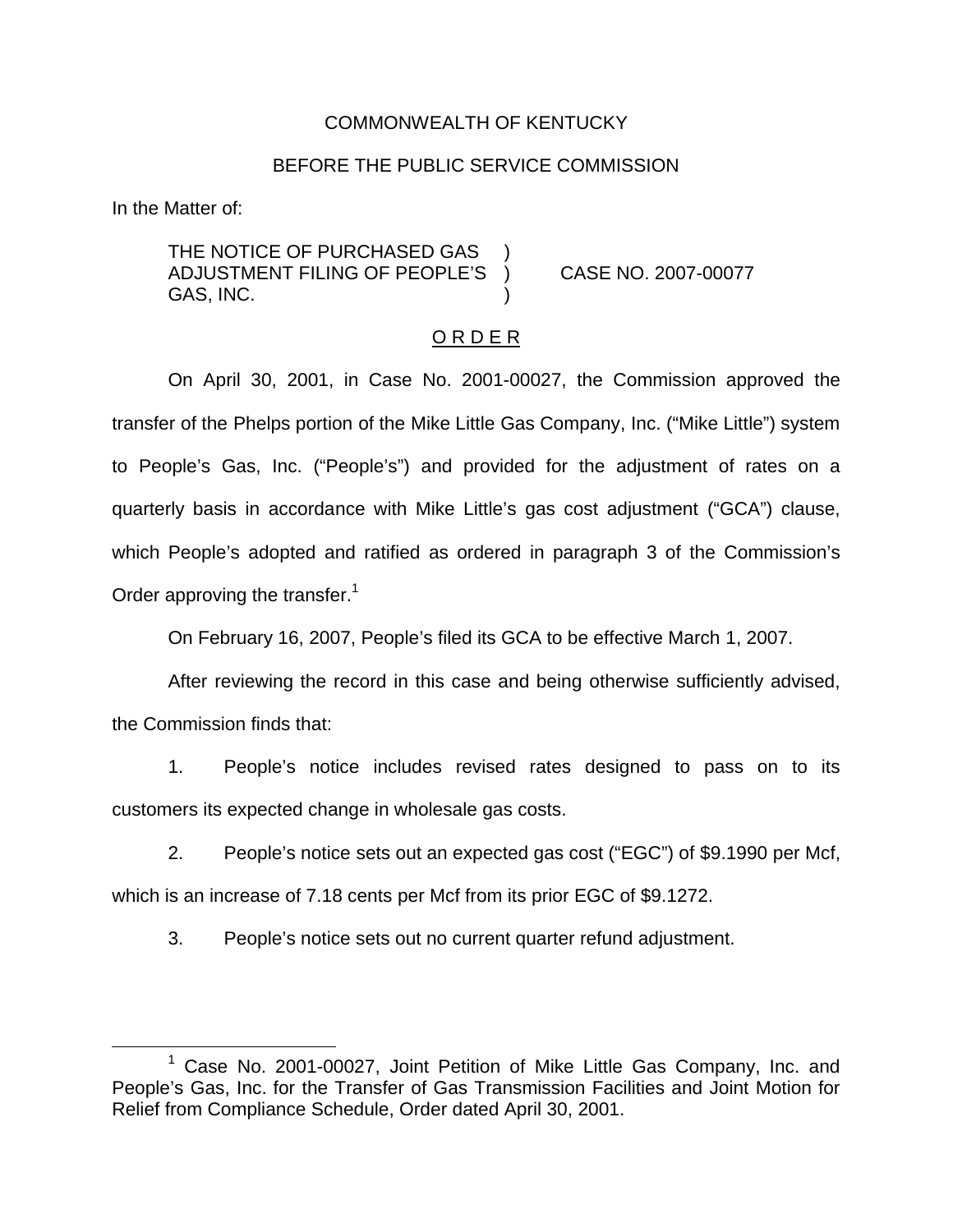COMMONWEALTH OF KENTUCKY

BEFORE THE PUBLIC SERVICE COMMISSION

In the Matter of:

THE NOTICE OF PURCHASED GAS ADJUSTMENT FILING OF PEOPLE'S GAS, INC. ) CASE NO. 2007-00077

O R D E R

On April 30, 2001, in Case No. 2001-00027, the Commission approved the transfer of the Phelps portion of the Mike Little Gas Company, Inc. ("Mike Little") system to People's Gas, Inc. ("People's") and provided for the adjustment of rates on a quarterly basis in accordance with Mike Little's gas cost adjustment ("GCA") clause, which People's adopted and ratified as ordered in paragraph 3 of the Commission's Order approving the transfer.[1]

On February 16, 2007, People's filed its GCA to be effective March 1, 2007.

After reviewing the record in this case and being otherwise sufficiently advised, the Commission finds that:

1. People's notice includes revised rates designed to pass on to its customers its expected change in wholesale gas costs.

2. People's notice sets out an expected gas cost ("EGC") of $9.1990 per Mcf, which is an increase of 7.18 cents per Mcf from its prior EGC of $9.1272.

3. People's notice sets out no current quarter refund adjustment.

[1] Case No. 2001-00027, Joint Petition of Mike Little Gas Company, Inc. and People's Gas, Inc. for the Transfer of Gas Transmission Facilities and Joint Motion for Relief from Compliance Schedule, Order dated April 30, 2001.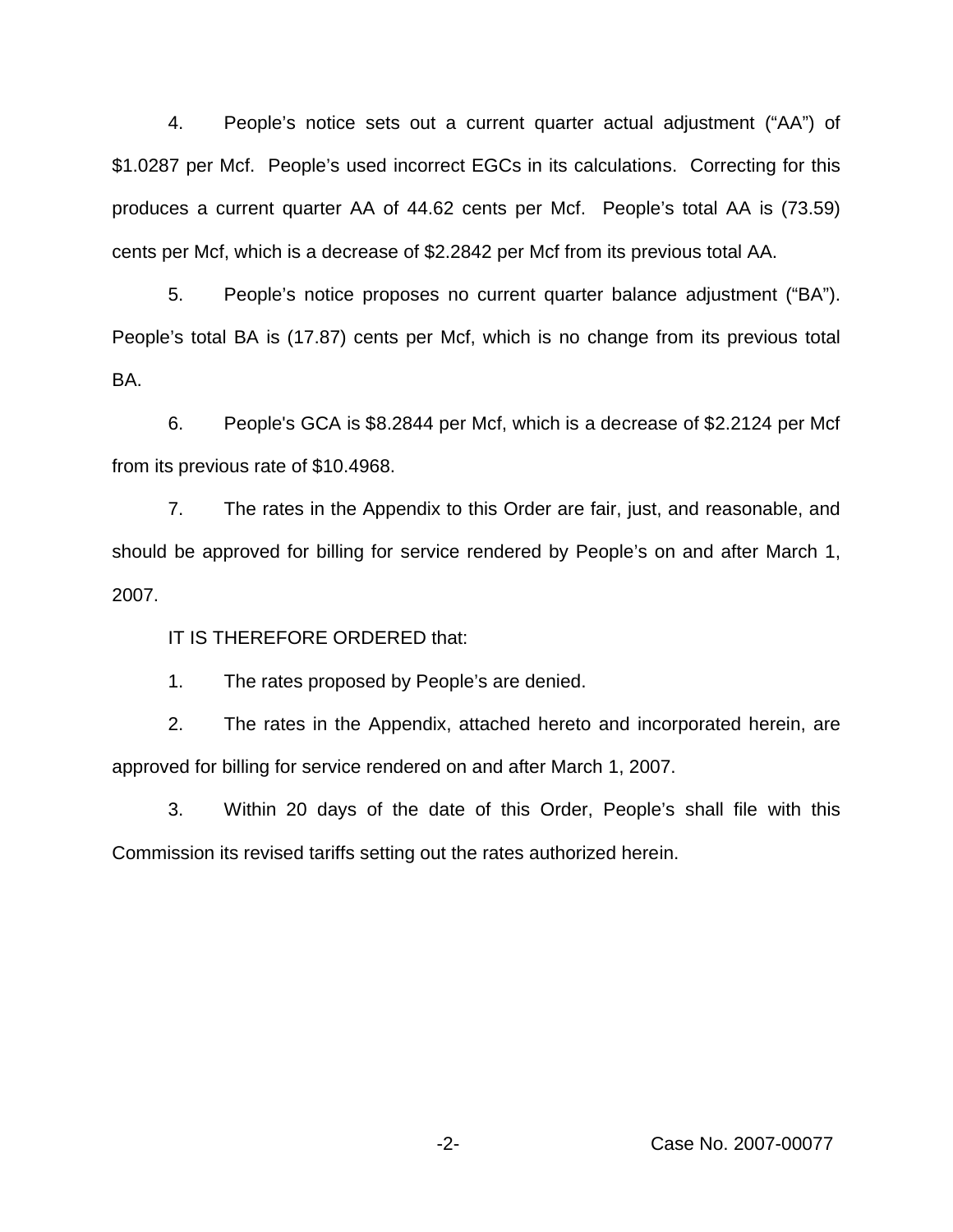4. People's notice sets out a current quarter actual adjustment ("AA") of $1.0287 per Mcf. People's used incorrect EGCs in its calculations. Correcting for this produces a current quarter AA of 44.62 cents per Mcf. People's total AA is (73.59) cents per Mcf, which is a decrease of $2.2842 per Mcf from its previous total AA.

5. People's notice proposes no current quarter balance adjustment ("BA"). People's total BA is (17.87) cents per Mcf, which is no change from its previous total BA.

6. People's GCA is $8.2844 per Mcf, which is a decrease of $2.2124 per Mcf from its previous rate of $10.4968.

7. The rates in the Appendix to this Order are fair, just, and reasonable, and should be approved for billing for service rendered by People's on and after March 1, 2007.

IT IS THEREFORE ORDERED that:

1. The rates proposed by People's are denied.

2. The rates in the Appendix, attached hereto and incorporated herein, are approved for billing for service rendered on and after March 1, 2007.

3. Within 20 days of the date of this Order, People's shall file with this Commission its revised tariffs setting out the rates authorized herein.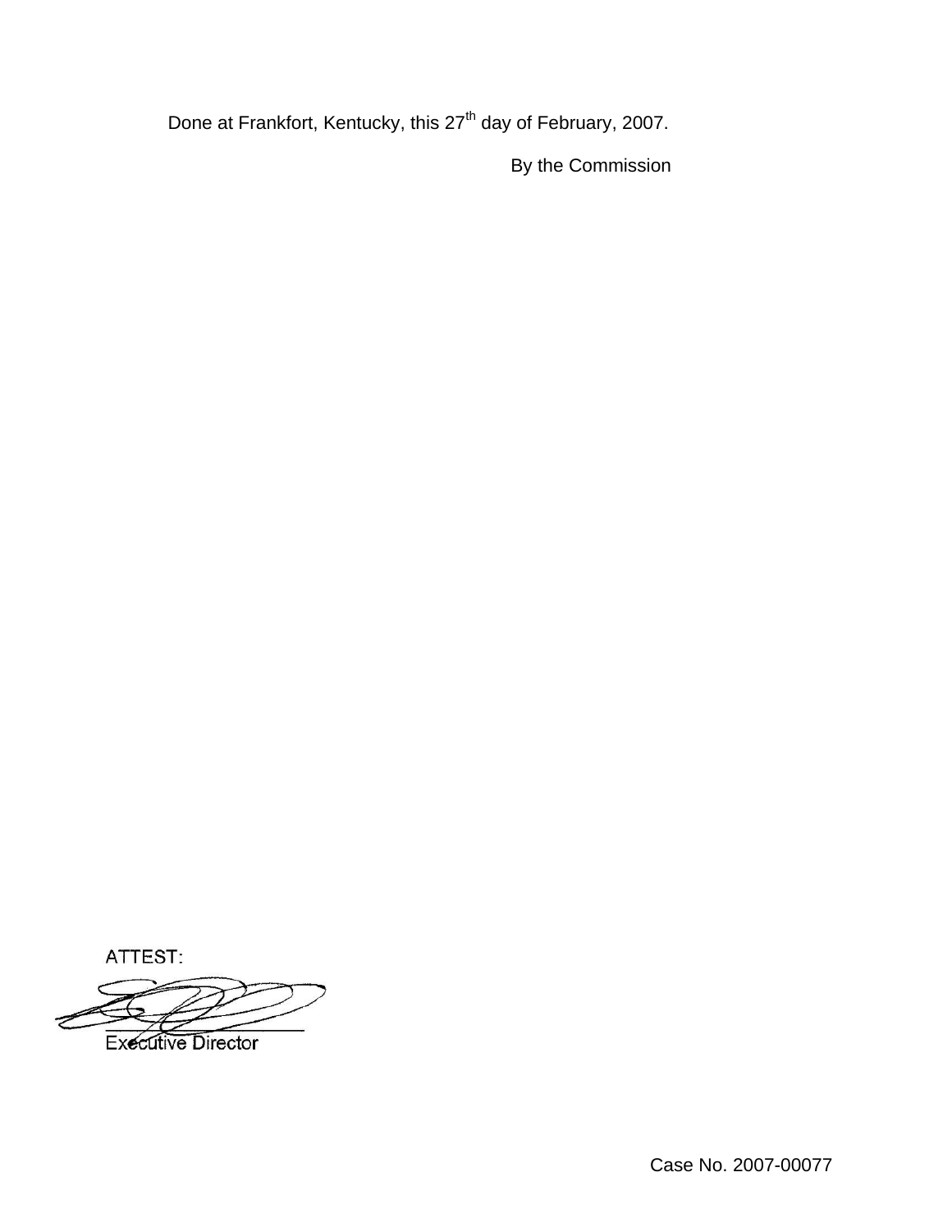Done at Frankfort, Kentucky, this 27th day of February, 2007.

By the Commission

ATTEST:

Executive Director

Case No. 2007-00077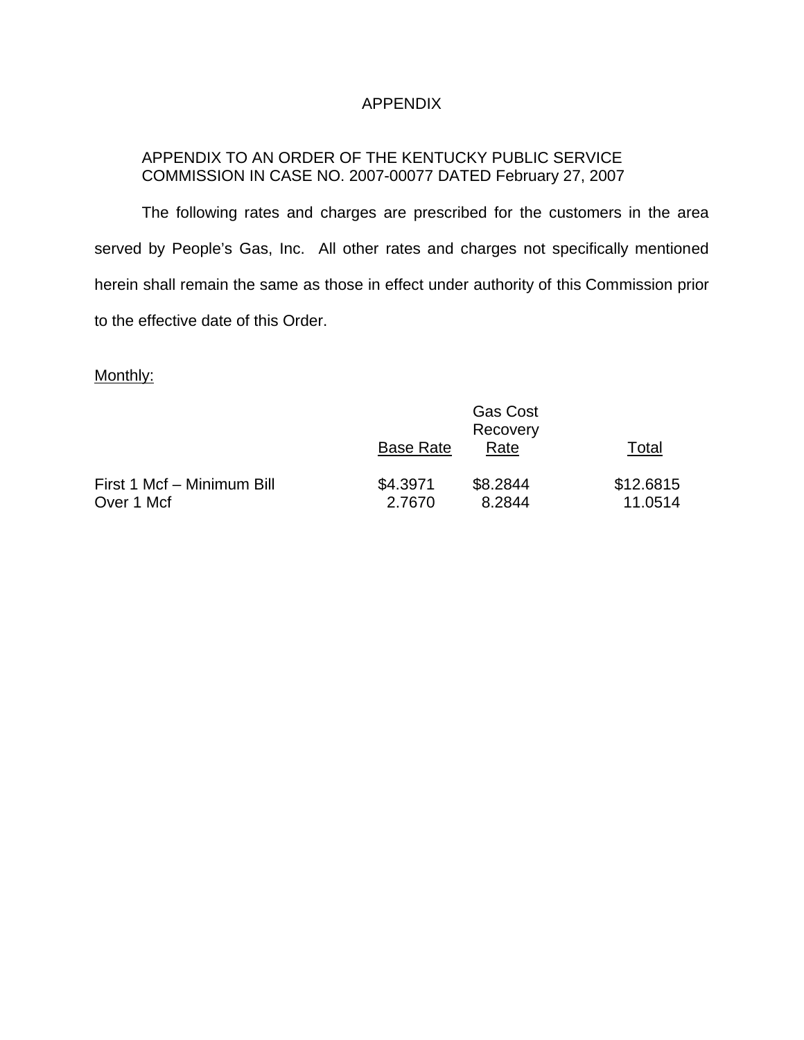# APPENDIX

APPENDIX TO AN ORDER OF THE KENTUCKY PUBLIC SERVICE COMMISSION IN CASE NO. 2007-00077 DATED February 27, 2007

The following rates and charges are prescribed for the customers in the area served by People's Gas, Inc. All other rates and charges not specifically mentioned herein shall remain the same as those in effect under authority of this Commission prior to the effective date of this Order.

Monthly:

| | Base Rate | Gas Cost Recovery Rate | Total |
|---|---|---|---|
| First 1 Mcf – Minimum Bill | $4.3971 | $8.2844 | $12.6815 |
| Over 1 Mcf | 2.7670 | 8.2844 | 11.0514 |